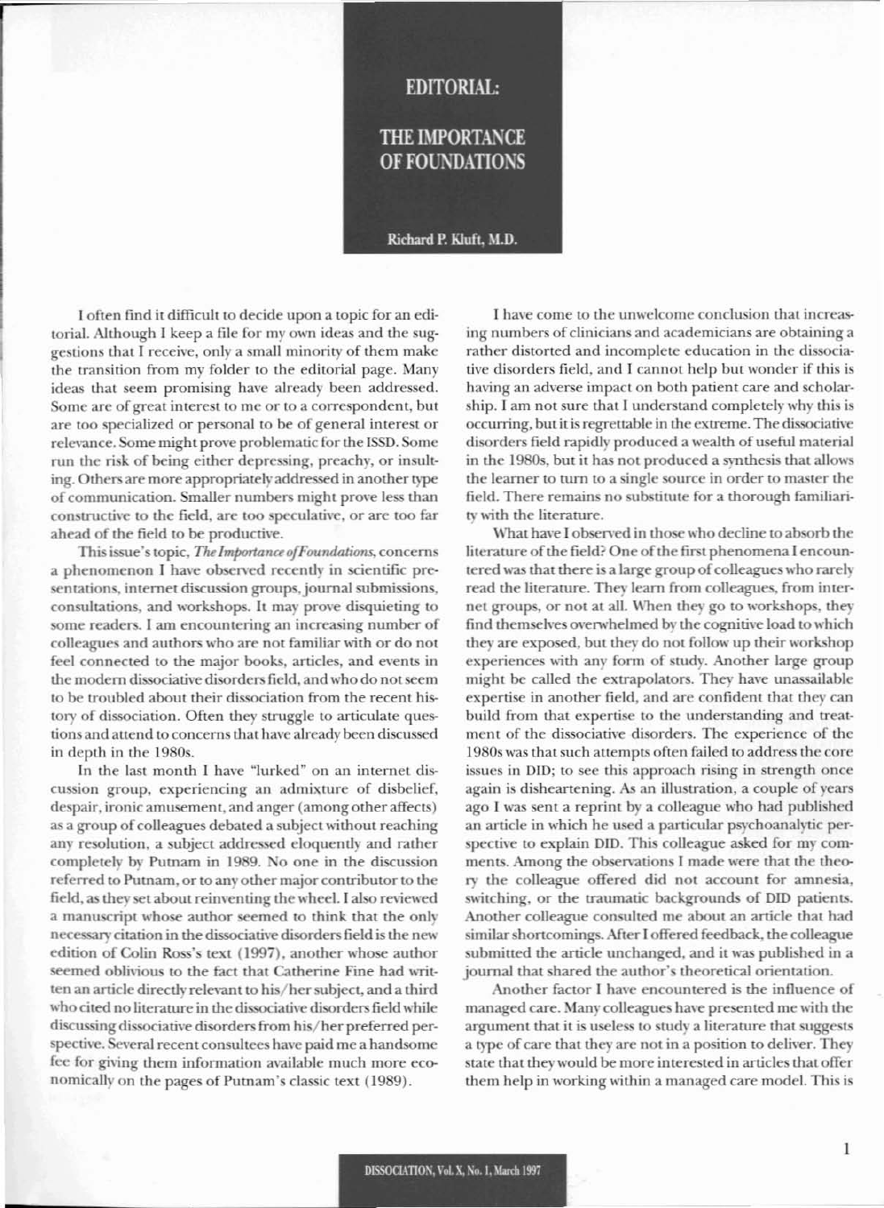# EDITORIAL: THE IMPORTANCE OF FOUNDATIONS

**Richard P. Kluft, M.D.**

I often find it difficult to decide upon a topic for an editorial. Although I keep a file for my own ideas and the suggestions that I receive, only a small minority of them make the transition from my folder to the editorial page. Many ideas that seem promising have already been addressed. Some are of great interest to me or to a correspondent, but are too specialized or personal to be of general interest or relevance. Some might prove problematic for the ISSD. Some run the risk of being either depressing, preachy, or insulting. Others are more appropriately addressed in another type of communication. Smaller numbers might prove less than constructive to the field, are too speculative, or are too far ahead of the field to be productive.

This issue's topic, *The Importance of Foundations*, concerns a phenomenon I have observed recently in scientific presentations, internet discussion groups, journal submissions, consultations, and workshops. It may prove disquieting to some readers. I am encountering an increasing number of colleagues and authors who are not familiar with or do not feel connected to the major books, articles, and events in the modern dissociative disorders field, and who do not seem to be troubled about their dissociation from the recent history of dissociation. Often they struggle to articulate questions and attend to concerns that have already been discussed in depth in the 1980s.

In the last month I have "lurked" on an internet discussion group, experiencing an admixture of disbelief, despair, ironic amusement, and anger (among other affects) as a group of colleagues debated a subject without reaching any resolution, a subject addressed eloquently and rather completely by Putnam in 1989. No one in the discussion referred to Putnam, or to any other major contributor to the field, as they set about reinventing the wheel. I also reviewed a manuscript whose author seemed to think that the only necessary citation in the dissociative disorders field is the new edition of Colin Ross's text (1997), another whose author seemed oblivious to the fact that Catherine Fine had written an article directly relevant to his/her subject, and a third who cited no literature in the dissociative disorders field while discussing dissociative disorders from his/her preferred perspective. Several recent consultees have paid me a handsome fee for giving them information available much more economically on the pages of Putnam's classic text (1989).

I have come to the unwelcome conclusion that increasing numbers of clinicians and academicians are obtaining a rather distorted and incomplete education in the dissociative disorders field, and I cannot help but wonder if this is having an adverse impact on both patient care and scholarship. I am not sure that I understand completely why this is occurring, but it is regrettable in the extreme. The dissociative disorders field rapidly produced a wealth of useful material in the 1980s, but it has not produced a synthesis that allows the learner to turn to a single source in order to master the field. There remains no substitute for a thorough familiarity with the literature.

What have I observed in those who decline to absorb the literature of the field? One of the first phenomena I encountered was that there is a large group of colleagues who rarely read the literature. They learn from colleagues, from internet groups, or not at all. When they go to workshops, they find themselves overwhelmed by the cognitive load to which they are exposed, but they do not follow up their workshop experiences with any form of study. Another large group might be called the extrapolators. They have unassailable expertise in another field, and are confident that they can build from that expertise to the understanding and treatment of the dissociative disorders. The experience of the 1980s was that such attempts often failed to address the core issues in DID; to see this approach rising in strength once again is disheartening. As an illustration, a couple of years ago I was sent a reprint by a colleague who had published an article in which he used a particular psychoanalytic perspective to explain DID. This colleague asked for my comments. Among the observations I made were that the theory the colleague offered did not account for amnesia, switching, or the traumatic backgrounds of DID patients. Another colleague consulted me about an article that had similar shortcomings. After I offered feedback, the colleague submitted the article unchanged, and it was published in a journal that shared the author's theoretical orientation.

Another factor I have encountered is the influence of managed care. Many colleagues have presented me with the argument that it is useless to study a literature that suggests a type of care that they are not in a position to deliver. They state that they would be more interested in articles that offer them help in working within a managed care model. This is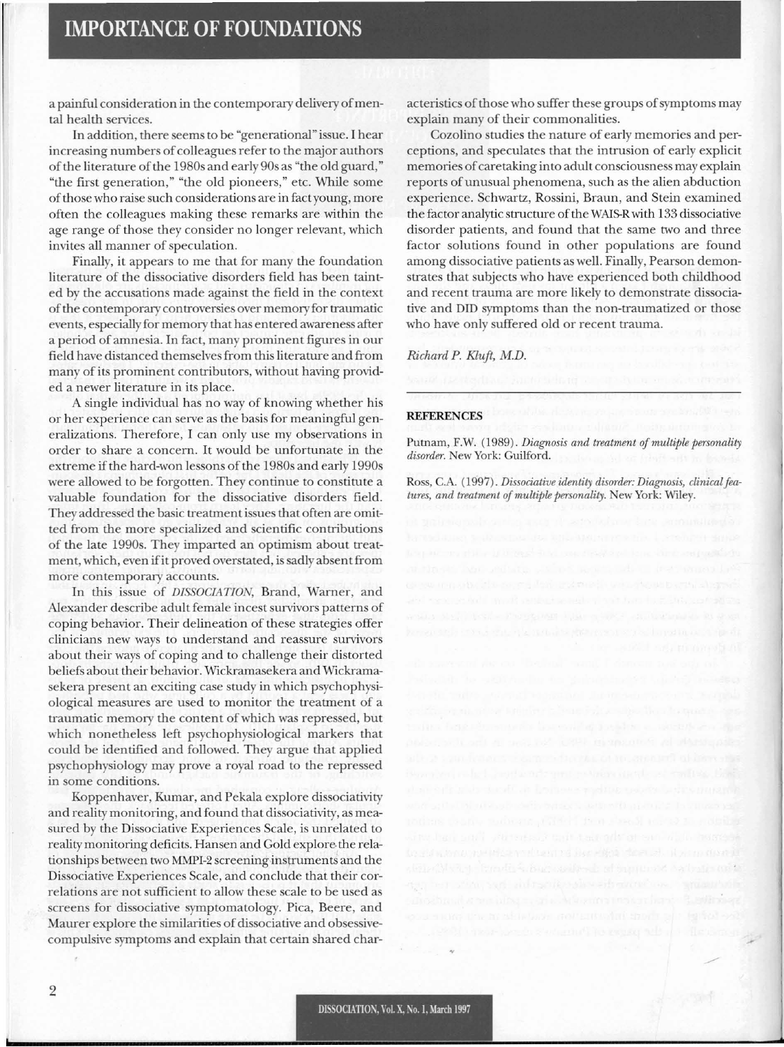a painful consideration in the contemporary delivery of mental health services.

In addition, there seems to be "generational" issue. I hear increasing numbers of colleagues refer to the major authors of the literature of the 1980s and early 90s as "the old guard," "the first generation," "the old pioneers," etc. While some of those who raise such considerations are in fact young, more often the colleagues making these remarks are within the age range of those they consider no longer relevant, which invites all manner of speculation.

Finally, it appears to me that for many the foundation literature of the dissociative disorders field has been tainted by the accusations made against the field in the context of the contemporary controversies over memory for traumatic events, especially for memory that has entered awareness after a period of amnesia. In fact, many prominent figures in our field have distanced themselves from this literature and from many of its prominent contributors, without having provided a newer literature in its place.

A single individual has no way of knowing whether his or her experience can serve as the basis for meaningful generalizations. Therefore, I can only use my observations in order to share a concern. It would be unfortunate in the extreme if the hard-won lessons of the 1980s and early 1990s were allowed to be forgotten. They continue to constitute a valuable foundation for the dissociative disorders field. They addressed the basic treatment issues that often are omitted from the more specialized and scientific contributions of the late 1990s. They imparted an optimism about treatment, which, even if it proved overstated, is sadly absent from more contemporary accounts.

In this issue of *DISSOCIATION*, Brand, Warner, and Alexander describe adult female incest survivors patterns of coping behavior. Their delineation of these strategies offer clinicians new ways to understand and reassure survivors about their ways of coping and to challenge their distorted beliefs about their behavior. Wickramasekera and Wickramasekera present an exciting case study in which psychophysiological measures are used to monitor the treatment of a traumatic memory the content of which was repressed, but which nonetheless left psychophysiological markers that could be identified and followed. They argue that applied psychophysiology may prove a royal road to the repressed in some conditions.

Koppenhaver, Kumar, and Pekala explore dissociativity and reality monitoring, and found that dissociativity, as measured by the Dissociative Experiences Scale, is unrelated to reality monitoring deficits. Hansen and Gold explore the relationships between two MMPI-2 screening instruments and the Dissociative Experiences Scale, and conclude that their correlations are not sufficient to allow these scale to be used as screens for dissociative symptomatology. Pica, Beere, and Maurer explore the similarities of dissociative and obsessive-compulsive symptoms and explain that certain shared characteristics of those who suffer these groups of symptoms may explain many of their commonalities.

Cozolino studies the nature of early memories and perceptions, and speculates that the intrusion of early explicit memories of caretaking into adult consciousness may explain reports of unusual phenomena, such as the alien abduction experience. Schwartz, Rossini, Braun, and Stein examined the factor analytic structure of the WAIS-R with 133 dissociative disorder patients, and found that the same two and three factor solutions found in other populations are found among dissociative patients as well. Finally, Pearson demonstrates that subjects who have experienced both childhood and recent trauma are more likely to demonstrate dissociative and DID symptoms than the non-traumatized or those who have only suffered old or recent trauma.

*Richard P. Kluft, M.D.*

## REFERENCES

Putnam, F.W. (1989). *Diagnosis and treatment of multiple personality disorder.* New York: Guilford.

Ross, C.A. (1997). *Dissociative identity disorder: Diagnosis, clinical features, and treatment of multiple personality.* New York: Wiley.